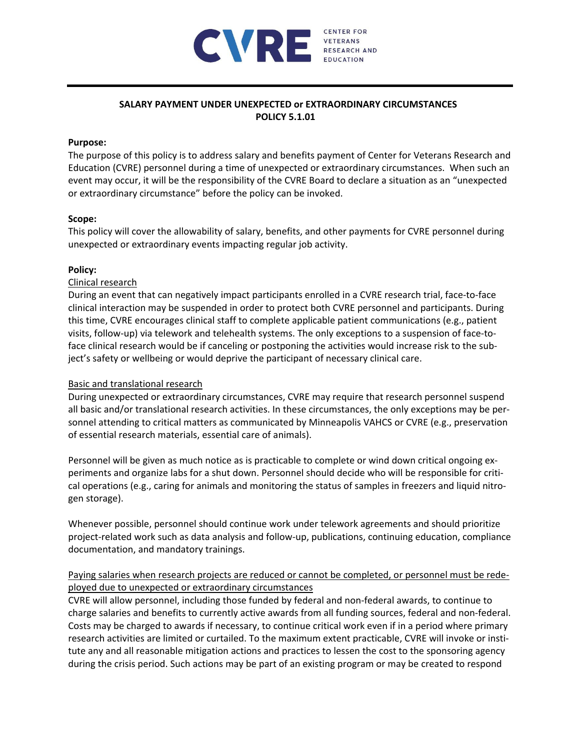CVRE CENTER FOR VETERANS RESEARCH AND EDUCATION

**SALARY PAYMENT UNDER UNEXPECTED or EXTRAORDINARY CIRCUMSTANCES**
**POLICY 5.1.01**

**Purpose:**
The purpose of this policy is to address salary and benefits payment of Center for Veterans Research and Education (CVRE) personnel during a time of unexpected or extraordinary circumstances. When such an event may occur, it will be the responsibility of the CVRE Board to declare a situation as an "unexpected or extraordinary circumstance" before the policy can be invoked.

**Scope:**
This policy will cover the allowability of salary, benefits, and other payments for CVRE personnel during unexpected or extraordinary events impacting regular job activity.

**Policy:**

Clinical research

During an event that can negatively impact participants enrolled in a CVRE research trial, face-to-face clinical interaction may be suspended in order to protect both CVRE personnel and participants. During this time, CVRE encourages clinical staff to complete applicable patient communications (e.g., patient visits, follow-up) via telework and telehealth systems. The only exceptions to a suspension of face-to-face clinical research would be if canceling or postponing the activities would increase risk to the subject's safety or wellbeing or would deprive the participant of necessary clinical care.

Basic and translational research

During unexpected or extraordinary circumstances, CVRE may require that research personnel suspend all basic and/or translational research activities. In these circumstances, the only exceptions may be personnel attending to critical matters as communicated by Minneapolis VAHCS or CVRE (e.g., preservation of essential research materials, essential care of animals).

Personnel will be given as much notice as is practicable to complete or wind down critical ongoing experiments and organize labs for a shut down. Personnel should decide who will be responsible for critical operations (e.g., caring for animals and monitoring the status of samples in freezers and liquid nitrogen storage).

Whenever possible, personnel should continue work under telework agreements and should prioritize project-related work such as data analysis and follow-up, publications, continuing education, compliance documentation, and mandatory trainings.

Paying salaries when research projects are reduced or cannot be completed, or personnel must be redeployed due to unexpected or extraordinary circumstances

CVRE will allow personnel, including those funded by federal and non-federal awards, to continue to charge salaries and benefits to currently active awards from all funding sources, federal and non-federal. Costs may be charged to awards if necessary, to continue critical work even if in a period where primary research activities are limited or curtailed. To the maximum extent practicable, CVRE will invoke or institute any and all reasonable mitigation actions and practices to lessen the cost to the sponsoring agency during the crisis period. Such actions may be part of an existing program or may be created to respond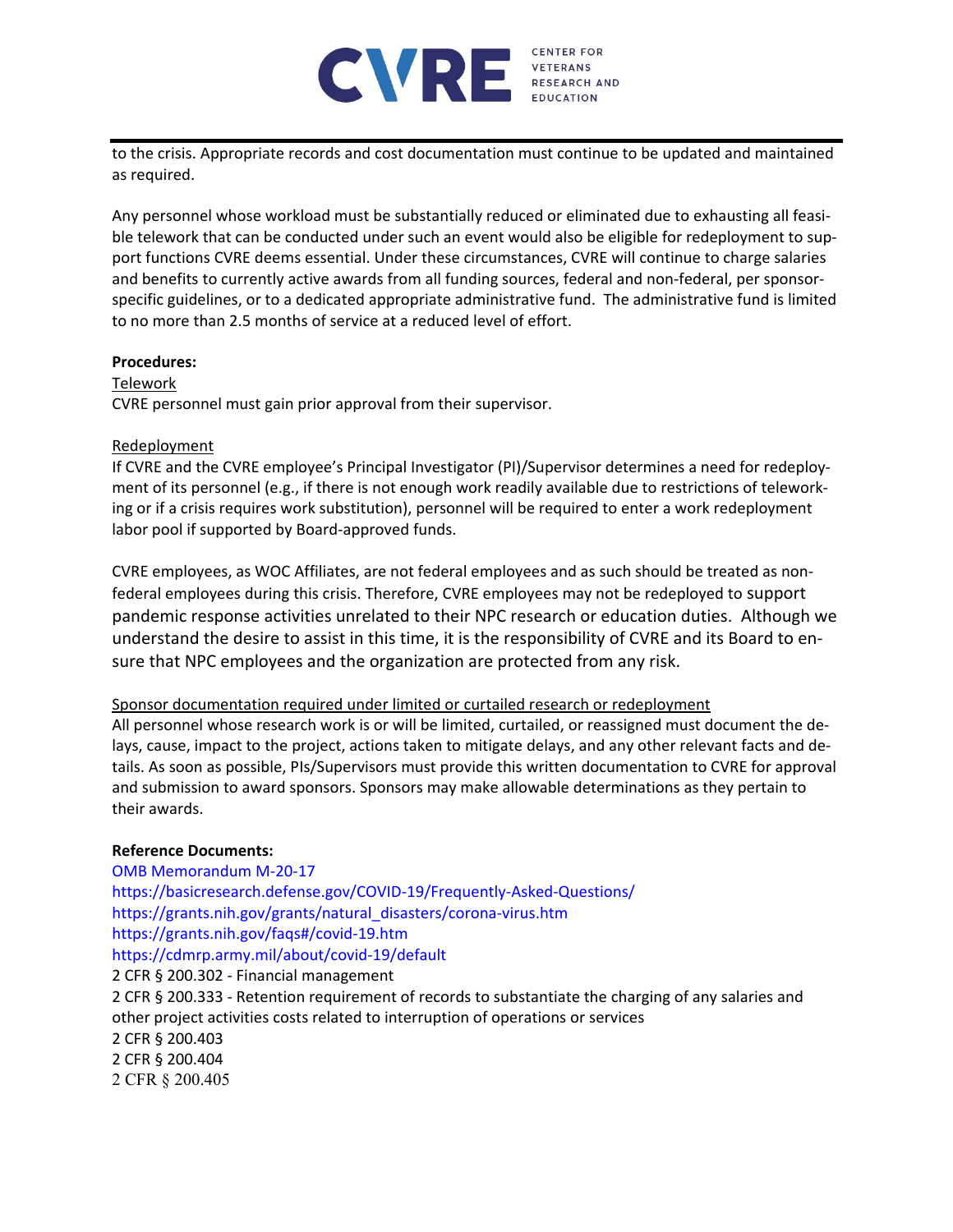to the crisis. Appropriate records and cost documentation must continue to be updated and maintained as required.

Any personnel whose workload must be substantially reduced or eliminated due to exhausting all feasible telework that can be conducted under such an event would also be eligible for redeployment to support functions CVRE deems essential. Under these circumstances, CVRE will continue to charge salaries and benefits to currently active awards from all funding sources, federal and non-federal, per sponsor-specific guidelines, or to a dedicated appropriate administrative fund. The administrative fund is limited to no more than 2.5 months of service at a reduced level of effort.

**Procedures:**

Telework

CVRE personnel must gain prior approval from their supervisor.

Redeployment

If CVRE and the CVRE employee's Principal Investigator (PI)/Supervisor determines a need for redeployment of its personnel (e.g., if there is not enough work readily available due to restrictions of teleworking or if a crisis requires work substitution), personnel will be required to enter a work redeployment labor pool if supported by Board-approved funds.

CVRE employees, as WOC Affiliates, are not federal employees and as such should be treated as non-federal employees during this crisis. Therefore, CVRE employees may not be redeployed to support pandemic response activities unrelated to their NPC research or education duties. Although we understand the desire to assist in this time, it is the responsibility of CVRE and its Board to ensure that NPC employees and the organization are protected from any risk.

Sponsor documentation required under limited or curtailed research or redeployment

All personnel whose research work is or will be limited, curtailed, or reassigned must document the delays, cause, impact to the project, actions taken to mitigate delays, and any other relevant facts and details. As soon as possible, PIs/Supervisors must provide this written documentation to CVRE for approval and submission to award sponsors. Sponsors may make allowable determinations as they pertain to their awards.

**Reference Documents:**

OMB Memorandum M-20-17
https://basicresearch.defense.gov/COVID-19/Frequently-Asked-Questions/
https://grants.nih.gov/grants/natural_disasters/corona-virus.htm
https://grants.nih.gov/faqs#/covid-19.htm
https://cdmrp.army.mil/about/covid-19/default
2 CFR § 200.302 - Financial management
2 CFR § 200.333 - Retention requirement of records to substantiate the charging of any salaries and other project activities costs related to interruption of operations or services
2 CFR § 200.403
2 CFR § 200.404
2 CFR § 200.405